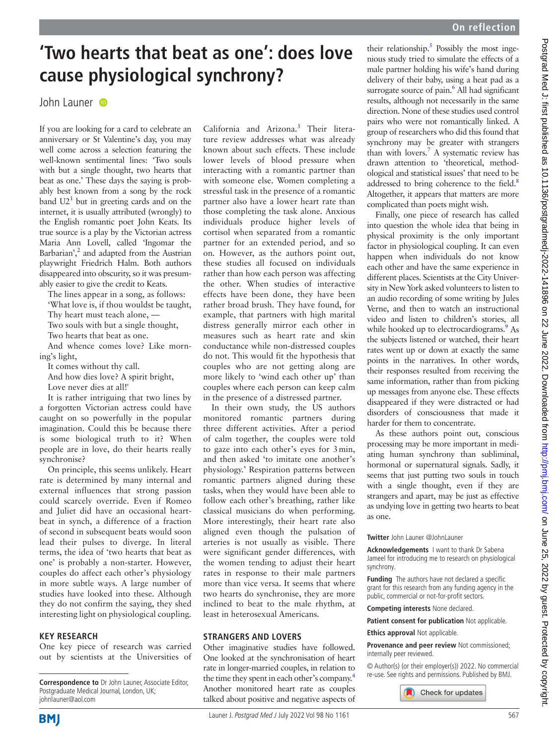# 'Two hearts that beat as one': does love cause physiological synchrony?

John Launer

If you are looking for a card to celebrate an anniversary or St Valentine's day, you may well come across a selection featuring the well-known sentimental lines: 'Two souls with but a single thought, two hearts that beat as one.' These days the saying is probably best known from a song by the rock band U2[1] but in greeting cards and on the internet, it is usually attributed (wrongly) to the English romantic poet John Keats. Its true source is a play by the Victorian actress Maria Ann Lovell, called 'Ingomar the Barbarian',[2] and adapted from the Austrian playwright Friedrich Halm. Both authors disappeared into obscurity, so it was presumably easier to give the credit to Keats.

The lines appear in a song, as follows:

'What love is, if thou wouldst be taught,
Thy heart must teach alone, —
Two souls with but a single thought,
Two hearts that beat as one.
And whence comes love? Like morning's light,
It comes without thy call.
And how dies love? A spirit bright,
Love never dies at all!'

It is rather intriguing that two lines by a forgotten Victorian actress could have caught on so powerfully in the popular imagination. Could this be because there is some biological truth to it? When people are in love, do their hearts really synchronise?

On principle, this seems unlikely. Heart rate is determined by many internal and external influences that strong passion could scarcely override. Even if Romeo and Juliet did have an occasional heartbeat in synch, a difference of a fraction of second in subsequent beats would soon lead their pulses to diverge. In literal terms, the idea of 'two hearts that beat as one' is probably a non-starter. However, couples do affect each other's physiology in more subtle ways. A large number of studies have looked into these. Although they do not confirm the saying, they shed interesting light on physiological coupling.

## KEY RESEARCH

One key piece of research was carried out by scientists at the Universities of California and Arizona.[3] Their literature review addresses what was already known about such effects. These include lower levels of blood pressure when interacting with a romantic partner than with someone else. Women completing a stressful task in the presence of a romantic partner also have a lower heart rate than those completing the task alone. Anxious individuals produce higher levels of cortisol when separated from a romantic partner for an extended period, and so on. However, as the authors point out, these studies all focused on individuals rather than how each person was affecting the other. When studies of interactive effects have been done, they have been rather broad brush. They have found, for example, that partners with high marital distress generally mirror each other in measures such as heart rate and skin conductance while non-distressed couples do not. This would fit the hypothesis that couples who are not getting along are more likely to 'wind each other up' than couples where each person can keep calm in the presence of a distressed partner.

In their own study, the US authors monitored romantic partners during three different activities. After a period of calm together, the couples were told to gaze into each other's eyes for 3 min, and then asked 'to imitate one another's physiology.' Respiration patterns between romantic partners aligned during these tasks, when they would have been able to follow each other's breathing, rather like classical musicians do when performing. More interestingly, their heart rate also aligned even though the pulsation of arteries is not usually as visible. There were significant gender differences, with the women tending to adjust their heart rates in response to their male partners more than vice versa. It seems that where two hearts do synchronise, they are more inclined to beat to the male rhythm, at least in heterosexual Americans.

## STRANGERS AND LOVERS

Other imaginative studies have followed. One looked at the synchronisation of heart rate in longer-married couples, in relation to the time they spent in each other's company.[4] Another monitored heart rate as couples talked about positive and negative aspects of their relationship.[5] Possibly the most ingenious study tried to simulate the effects of a male partner holding his wife's hand during delivery of their baby, using a heat pad as a surrogate source of pain.[6] All had significant results, although not necessarily in the same direction. None of these studies used control pairs who were not romantically linked. A group of researchers who did this found that synchrony may be greater with strangers than with lovers.[7] A systematic review has drawn attention to 'theoretical, methodological and statistical issues' that need to be addressed to bring coherence to the field.[8] Altogether, it appears that matters are more complicated than poets might wish.

Finally, one piece of research has called into question the whole idea that being in physical proximity is the only important factor in physiological coupling. It can even happen when individuals do not know each other and have the same experience in different places. Scientists at the City University in New York asked volunteers to listen to an audio recording of some writing by Jules Verne, and then to watch an instructional video and listen to children's stories, all while hooked up to electrocardiograms.[9] As the subjects listened or watched, their heart rates went up or down at exactly the same points in the narratives. In other words, their responses resulted from receiving the same information, rather than from picking up messages from anyone else. These effects disappeared if they were distracted or had disorders of consciousness that made it harder for them to concentrate.

As these authors point out, conscious processing may be more important in mediating human synchrony than subliminal, hormonal or supernatural signals. Sadly, it seems that just putting two souls in touch with a single thought, even if they are strangers and apart, may be just as effective as undying love in getting two hearts to beat as one.

**Twitter** John Launer @JohnLauner

**Acknowledgements** I want to thank Dr Sabena Jameel for introducing me to research on physiological synchrony.

**Funding** The authors have not declared a specific grant for this research from any funding agency in the public, commercial or not-for-profit sectors.

**Competing interests** None declared.

**Patient consent for publication** Not applicable.

**Ethics approval** Not applicable.

**Provenance and peer review** Not commissioned; internally peer reviewed.

© Author(s) (or their employer(s)) 2022. No commercial re-use. See rights and permissions. Published by BMJ.

**Correspondence to** Dr John Launer, Associate Editor, Postgraduate Medical Journal, London, UK; johnlauner@aol.com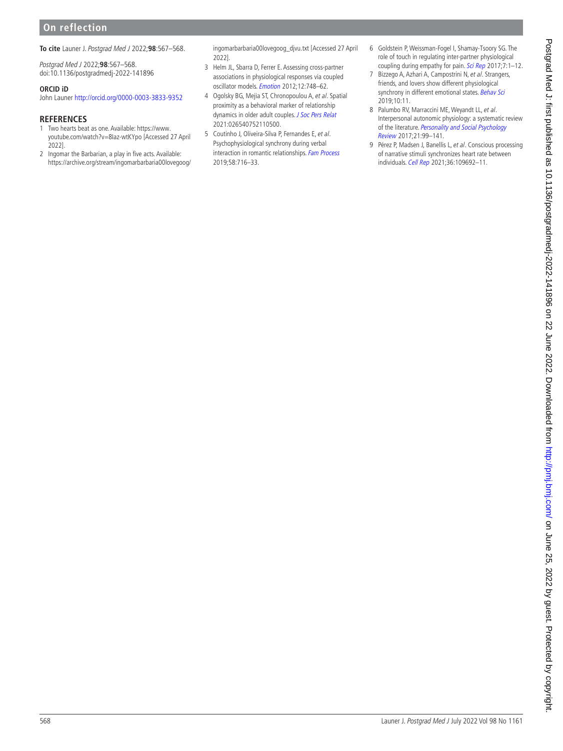**To cite** Launer J. *Postgrad Med J* 2022;**98**:567–568.

*Postgrad Med J* 2022;**98**:567–568. doi:10.1136/postgradmedj-2022-141896

**ORCID iD**

John Launer http://orcid.org/0000-0003-3833-9352

## REFERENCES

1. Two hearts beat as one. Available: https://www.youtube.com/watch?v=8Iaz-wtKYpo [Accessed 27 April 2022].
2. Ingomar the Barbarian, a play in five acts. Available: https://archive.org/stream/ingomarbarbaria00lovegoog/ingomarbarbaria00lovegoog_djvu.txt [Accessed 27 April 2022].
3. Helm JL, Sbarra D, Ferrer E. Assessing cross-partner associations in physiological responses via coupled oscillator models. *Emotion* 2012;12:748–62.
4. Ogolsky BG, Mejia ST, Chronopoulou A, *et al*. Spatial proximity as a behavioral marker of relationship dynamics in older adult couples. *J Soc Pers Relat* 2021:026540752110500.
5. Coutinho J, Oliveira-Silva P, Fernandes E, *et al*. Psychophysiological synchrony during verbal interaction in romantic relationships. *Fam Process* 2019;58:716–33.
6. Goldstein P, Weissman-Fogel I, Shamay-Tsoory SG. The role of touch in regulating inter-partner physiological coupling during empathy for pain. *Sci Rep* 2017;7:1–12.
7. Bizzego A, Azhari A, Campostrini N, *et al*. Strangers, friends, and lovers show different physiological synchrony in different emotional states. *Behav Sci* 2019;10:11.
8. Palumbo RV, Marraccini ME, Weyandt LL, *et al*. Interpersonal autonomic physiology: a systematic review of the literature. *Personality and Social Psychology Review* 2017;21:99–141.
9. Pérez P, Madsen J, Banellis L, *et al*. Conscious processing of narrative stimuli synchronizes heart rate between individuals. *Cell Rep* 2021;36:109692–11.